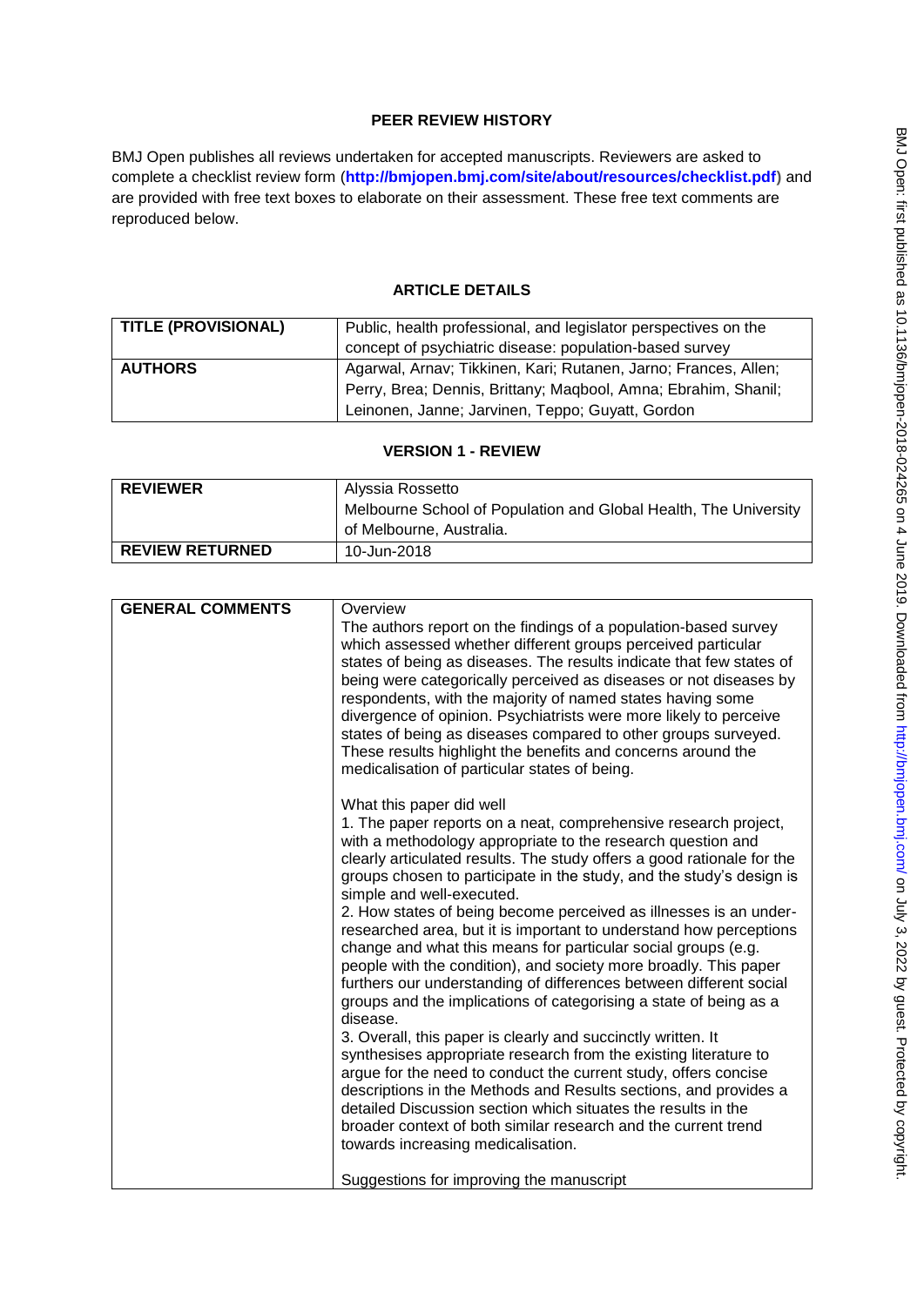## PEER REVIEW HISTORY

BMJ Open publishes all reviews undertaken for accepted manuscripts. Reviewers are asked to complete a checklist review form (**http://bmjopen.bmj.com/site/about/resources/checklist.pdf**) and are provided with free text boxes to elaborate on their assessment. These free text comments are reproduced below.

## ARTICLE DETAILS

| | |
|---|---|
| **TITLE (PROVISIONAL)** | Public, health professional, and legislator perspectives on the concept of psychiatric disease: population-based survey |
| **AUTHORS** | Agarwal, Arnav; Tikkinen, Kari; Rutanen, Jarno; Frances, Allen; Perry, Brea; Dennis, Brittany; Maqbool, Amna; Ebrahim, Shanil; Leinonen, Janne; Jarvinen, Teppo; Guyatt, Gordon |

## VERSION 1 - REVIEW

| | |
|---|---|
| **REVIEWER** | Alyssia Rossetto<br>Melbourne School of Population and Global Health, The University of Melbourne, Australia. |
| **REVIEW RETURNED** | 10-Jun-2018 |

| | |
|---|---|
| **GENERAL COMMENTS** | Overview<br>The authors report on the findings of a population-based survey which assessed whether different groups perceived particular states of being as diseases. The results indicate that few states of being were categorically perceived as diseases or not diseases by respondents, with the majority of named states having some divergence of opinion. Psychiatrists were more likely to perceive states of being as diseases compared to other groups surveyed. These results highlight the benefits and concerns around the medicalisation of particular states of being.<br><br>What this paper did well<br>1. The paper reports on a neat, comprehensive research project, with a methodology appropriate to the research question and clearly articulated results. The study offers a good rationale for the groups chosen to participate in the study, and the study's design is simple and well-executed.<br>2. How states of being become perceived as illnesses is an under-researched area, but it is important to understand how perceptions change and what this means for particular social groups (e.g. people with the condition), and society more broadly. This paper furthers our understanding of differences between different social groups and the implications of categorising a state of being as a disease.<br>3. Overall, this paper is clearly and succinctly written. It synthesises appropriate research from the existing literature to argue for the need to conduct the current study, offers concise descriptions in the Methods and Results sections, and provides a detailed Discussion section which situates the results in the broader context of both similar research and the current trend towards increasing medicalisation.<br><br>Suggestions for improving the manuscript |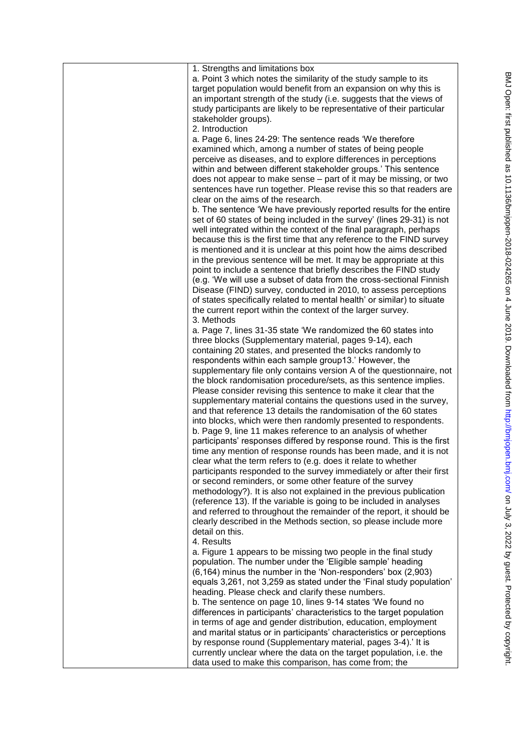1. Strengths and limitations box

a. Point 3 which notes the similarity of the study sample to its target population would benefit from an expansion on why this is an important strength of the study (i.e. suggests that the views of study participants are likely to be representative of their particular stakeholder groups).

2. Introduction

a. Page 6, lines 24-29: The sentence reads 'We therefore examined which, among a number of states of being people perceive as diseases, and to explore differences in perceptions within and between different stakeholder groups.' This sentence does not appear to make sense – part of it may be missing, or two sentences have run together. Please revise this so that readers are clear on the aims of the research.

b. The sentence 'We have previously reported results for the entire set of 60 states of being included in the survey' (lines 29-31) is not well integrated within the context of the final paragraph, perhaps because this is the first time that any reference to the FIND survey is mentioned and it is unclear at this point how the aims described in the previous sentence will be met. It may be appropriate at this point to include a sentence that briefly describes the FIND study (e.g. 'We will use a subset of data from the cross-sectional Finnish Disease (FIND) survey, conducted in 2010, to assess perceptions of states specifically related to mental health' or similar) to situate the current report within the context of the larger survey.

3. Methods

a. Page 7, lines 31-35 state 'We randomized the 60 states into three blocks (Supplementary material, pages 9-14), each containing 20 states, and presented the blocks randomly to respondents within each sample group13.' However, the supplementary file only contains version A of the questionnaire, not the block randomisation procedure/sets, as this sentence implies. Please consider revising this sentence to make it clear that the supplementary material contains the questions used in the survey, and that reference 13 details the randomisation of the 60 states into blocks, which were then randomly presented to respondents.

b. Page 9, line 11 makes reference to an analysis of whether participants' responses differed by response round. This is the first time any mention of response rounds has been made, and it is not clear what the term refers to (e.g. does it relate to whether participants responded to the survey immediately or after their first or second reminders, or some other feature of the survey methodology?). It is also not explained in the previous publication (reference 13). If the variable is going to be included in analyses and referred to throughout the remainder of the report, it should be clearly described in the Methods section, so please include more detail on this.

4. Results

a. Figure 1 appears to be missing two people in the final study population. The number under the 'Eligible sample' heading (6,164) minus the number in the 'Non-responders' box (2,903) equals 3,261, not 3,259 as stated under the 'Final study population' heading. Please check and clarify these numbers.

b. The sentence on page 10, lines 9-14 states 'We found no differences in participants' characteristics to the target population in terms of age and gender distribution, education, employment and marital status or in participants' characteristics or perceptions by response round (Supplementary material, pages 3-4).' It is currently unclear where the data on the target population, i.e. the data used to make this comparison, has come from; the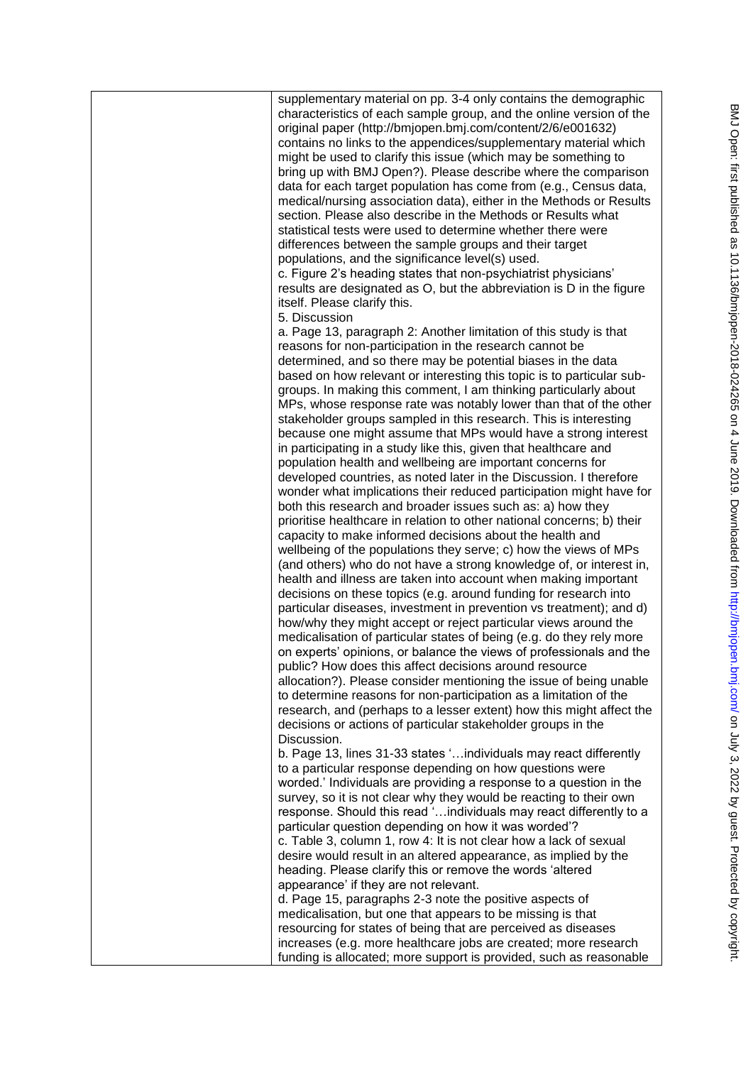supplementary material on pp. 3-4 only contains the demographic characteristics of each sample group, and the online version of the original paper (http://bmjopen.bmj.com/content/2/6/e001632) contains no links to the appendices/supplementary material which might be used to clarify this issue (which may be something to bring up with BMJ Open?). Please describe where the comparison data for each target population has come from (e.g., Census data, medical/nursing association data), either in the Methods or Results section. Please also describe in the Methods or Results what statistical tests were used to determine whether there were differences between the sample groups and their target populations, and the significance level(s) used.

c. Figure 2's heading states that non-psychiatrist physicians' results are designated as O, but the abbreviation is D in the figure itself. Please clarify this.

5. Discussion

a. Page 13, paragraph 2: Another limitation of this study is that reasons for non-participation in the research cannot be determined, and so there may be potential biases in the data based on how relevant or interesting this topic is to particular sub-groups. In making this comment, I am thinking particularly about MPs, whose response rate was notably lower than that of the other stakeholder groups sampled in this research. This is interesting because one might assume that MPs would have a strong interest in participating in a study like this, given that healthcare and population health and wellbeing are important concerns for developed countries, as noted later in the Discussion. I therefore wonder what implications their reduced participation might have for both this research and broader issues such as: a) how they prioritise healthcare in relation to other national concerns; b) their capacity to make informed decisions about the health and wellbeing of the populations they serve; c) how the views of MPs (and others) who do not have a strong knowledge of, or interest in, health and illness are taken into account when making important decisions on these topics (e.g. around funding for research into particular diseases, investment in prevention vs treatment); and d) how/why they might accept or reject particular views around the medicalisation of particular states of being (e.g. do they rely more on experts' opinions, or balance the views of professionals and the public? How does this affect decisions around resource allocation?). Please consider mentioning the issue of being unable to determine reasons for non-participation as a limitation of the research, and (perhaps to a lesser extent) how this might affect the decisions or actions of particular stakeholder groups in the Discussion.

b. Page 13, lines 31-33 states '…individuals may react differently to a particular response depending on how questions were worded.' Individuals are providing a response to a question in the survey, so it is not clear why they would be reacting to their own response. Should this read '…individuals may react differently to a particular question depending on how it was worded'?

c. Table 3, column 1, row 4: It is not clear how a lack of sexual desire would result in an altered appearance, as implied by the heading. Please clarify this or remove the words 'altered appearance' if they are not relevant.

d. Page 15, paragraphs 2-3 note the positive aspects of medicalisation, but one that appears to be missing is that resourcing for states of being that are perceived as diseases increases (e.g. more healthcare jobs are created; more research funding is allocated; more support is provided, such as reasonable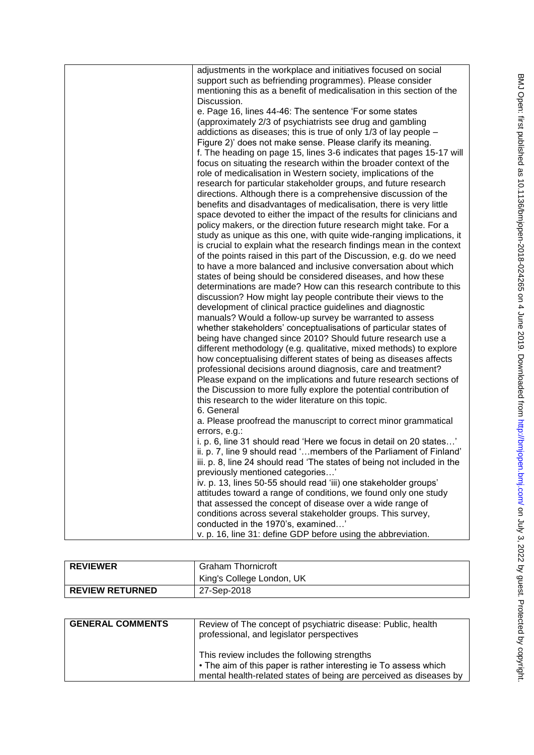| | |
|---|---|
| | adjustments in the workplace and initiatives focused on social support such as befriending programmes). Please consider mentioning this as a benefit of medicalisation in this section of the Discussion.<br>e. Page 16, lines 44-46: The sentence 'For some states (approximately 2/3 of psychiatrists see drug and gambling addictions as diseases; this is true of only 1/3 of lay people – Figure 2)' does not make sense. Please clarify its meaning.<br>f. The heading on page 15, lines 3-6 indicates that pages 15-17 will focus on situating the research within the broader context of the role of medicalisation in Western society, implications of the research for particular stakeholder groups, and future research directions. Although there is a comprehensive discussion of the benefits and disadvantages of medicalisation, there is very little space devoted to either the impact of the results for clinicians and policy makers, or the direction future research might take. For a study as unique as this one, with quite wide-ranging implications, it is crucial to explain what the research findings mean in the context of the points raised in this part of the Discussion, e.g. do we need to have a more balanced and inclusive conversation about which states of being should be considered diseases, and how these determinations are made? How can this research contribute to this discussion? How might lay people contribute their views to the development of clinical practice guidelines and diagnostic manuals? Would a follow-up survey be warranted to assess whether stakeholders' conceptualisations of particular states of being have changed since 2010? Should future research use a different methodology (e.g. qualitative, mixed methods) to explore how conceptualising different states of being as diseases affects professional decisions around diagnosis, care and treatment? Please expand on the implications and future research sections of the Discussion to more fully explore the potential contribution of this research to the wider literature on this topic.<br>6. General<br>a. Please proofread the manuscript to correct minor grammatical errors, e.g.:<br>i. p. 6, line 31 should read 'Here we focus in detail on 20 states…'<br>ii. p. 7, line 9 should read '…members of the Parliament of Finland'<br>iii. p. 8, line 24 should read 'The states of being not included in the previously mentioned categories…'<br>iv. p. 13, lines 50-55 should read 'iii) one stakeholder groups' attitudes toward a range of conditions, we found only one study that assessed the concept of disease over a wide range of conditions across several stakeholder groups. This survey, conducted in the 1970's, examined…'<br>v. p. 16, line 31: define GDP before using the abbreviation. |

| | |
|---|---|
| **REVIEWER** | Graham Thornicroft<br>King's College London, UK |
| **REVIEW RETURNED** | 27-Sep-2018 |

| | |
|---|---|
| **GENERAL COMMENTS** | Review of The concept of psychiatric disease: Public, health professional, and legislator perspectives<br><br>This review includes the following strengths<br>• The aim of this paper is rather interesting ie To assess which mental health-related states of being are perceived as diseases by |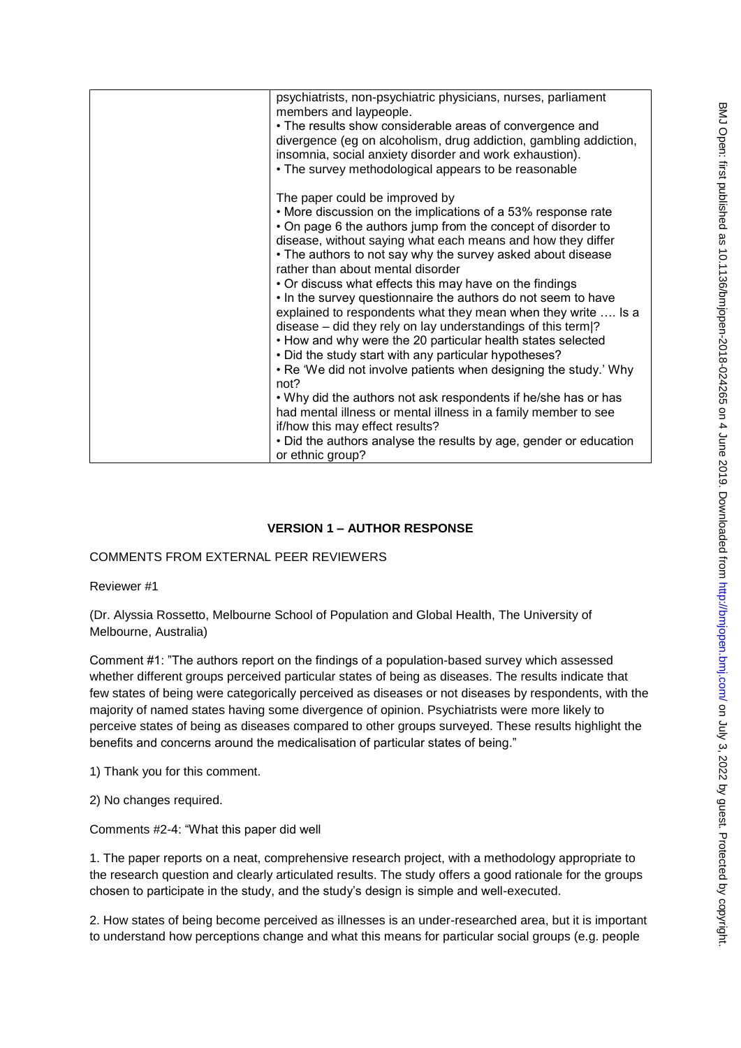| | psychiatrists, non-psychiatric physicians, nurses, parliament members and laypeople.<br>• The results show considerable areas of convergence and divergence (eg on alcoholism, drug addiction, gambling addiction, insomnia, social anxiety disorder and work exhaustion).<br>• The survey methodological appears to be reasonable<br><br>The paper could be improved by<br>• More discussion on the implications of a 53% response rate<br>• On page 6 the authors jump from the concept of disorder to disease, without saying what each means and how they differ<br>• The authors to not say why the survey asked about disease rather than about mental disorder<br>• Or discuss what effects this may have on the findings<br>• In the survey questionnaire the authors do not seem to have explained to respondents what they mean when they write …. Is a disease – did they rely on lay understandings of this term\|?<br>• How and why were the 20 particular health states selected<br>• Did the study start with any particular hypotheses?<br>• Re 'We did not involve patients when designing the study.' Why not?<br>• Why did the authors not ask respondents if he/she has or has had mental illness or mental illness in a family member to see if/how this may effect results?<br>• Did the authors analyse the results by age, gender or education or ethnic group? |
|---|---|

## VERSION 1 – AUTHOR RESPONSE

COMMENTS FROM EXTERNAL PEER REVIEWERS

Reviewer #1

(Dr. Alyssia Rossetto, Melbourne School of Population and Global Health, The University of Melbourne, Australia)

Comment #1: "The authors report on the findings of a population-based survey which assessed whether different groups perceived particular states of being as diseases. The results indicate that few states of being were categorically perceived as diseases or not diseases by respondents, with the majority of named states having some divergence of opinion. Psychiatrists were more likely to perceive states of being as diseases compared to other groups surveyed. These results highlight the benefits and concerns around the medicalisation of particular states of being."

1) Thank you for this comment.

2) No changes required.

Comments #2-4: "What this paper did well

1. The paper reports on a neat, comprehensive research project, with a methodology appropriate to the research question and clearly articulated results. The study offers a good rationale for the groups chosen to participate in the study, and the study's design is simple and well-executed.

2. How states of being become perceived as illnesses is an under-researched area, but it is important to understand how perceptions change and what this means for particular social groups (e.g. people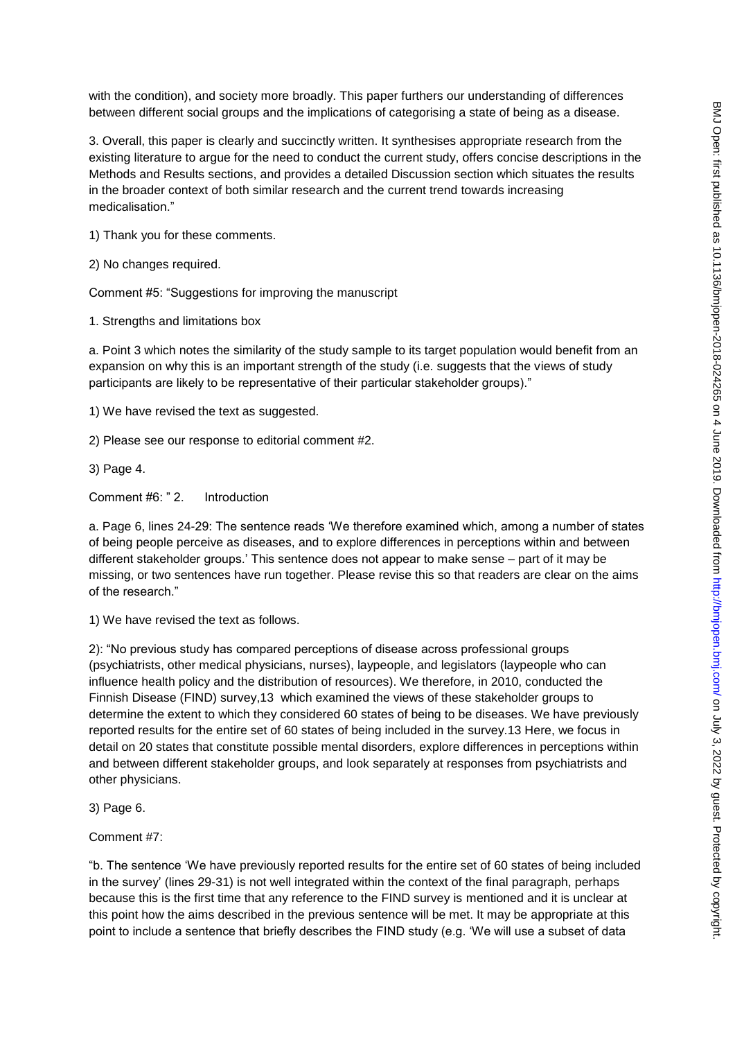with the condition), and society more broadly. This paper furthers our understanding of differences between different social groups and the implications of categorising a state of being as a disease.

3. Overall, this paper is clearly and succinctly written. It synthesises appropriate research from the existing literature to argue for the need to conduct the current study, offers concise descriptions in the Methods and Results sections, and provides a detailed Discussion section which situates the results in the broader context of both similar research and the current trend towards increasing medicalisation."

1) Thank you for these comments.

2) No changes required.

Comment #5: "Suggestions for improving the manuscript

1. Strengths and limitations box

a. Point 3 which notes the similarity of the study sample to its target population would benefit from an expansion on why this is an important strength of the study (i.e. suggests that the views of study participants are likely to be representative of their particular stakeholder groups)."

1) We have revised the text as suggested.

2) Please see our response to editorial comment #2.

3) Page 4.

Comment #6: " 2. Introduction

a. Page 6, lines 24-29: The sentence reads 'We therefore examined which, among a number of states of being people perceive as diseases, and to explore differences in perceptions within and between different stakeholder groups.' This sentence does not appear to make sense – part of it may be missing, or two sentences have run together. Please revise this so that readers are clear on the aims of the research."

1) We have revised the text as follows.

2): "No previous study has compared perceptions of disease across professional groups (psychiatrists, other medical physicians, nurses), laypeople, and legislators (laypeople who can influence health policy and the distribution of resources). We therefore, in 2010, conducted the Finnish Disease (FIND) survey,13 which examined the views of these stakeholder groups to determine the extent to which they considered 60 states of being to be diseases. We have previously reported results for the entire set of 60 states of being included in the survey.13 Here, we focus in detail on 20 states that constitute possible mental disorders, explore differences in perceptions within and between different stakeholder groups, and look separately at responses from psychiatrists and other physicians.

3) Page 6.

Comment #7:

"b. The sentence 'We have previously reported results for the entire set of 60 states of being included in the survey' (lines 29-31) is not well integrated within the context of the final paragraph, perhaps because this is the first time that any reference to the FIND survey is mentioned and it is unclear at this point how the aims described in the previous sentence will be met. It may be appropriate at this point to include a sentence that briefly describes the FIND study (e.g. 'We will use a subset of data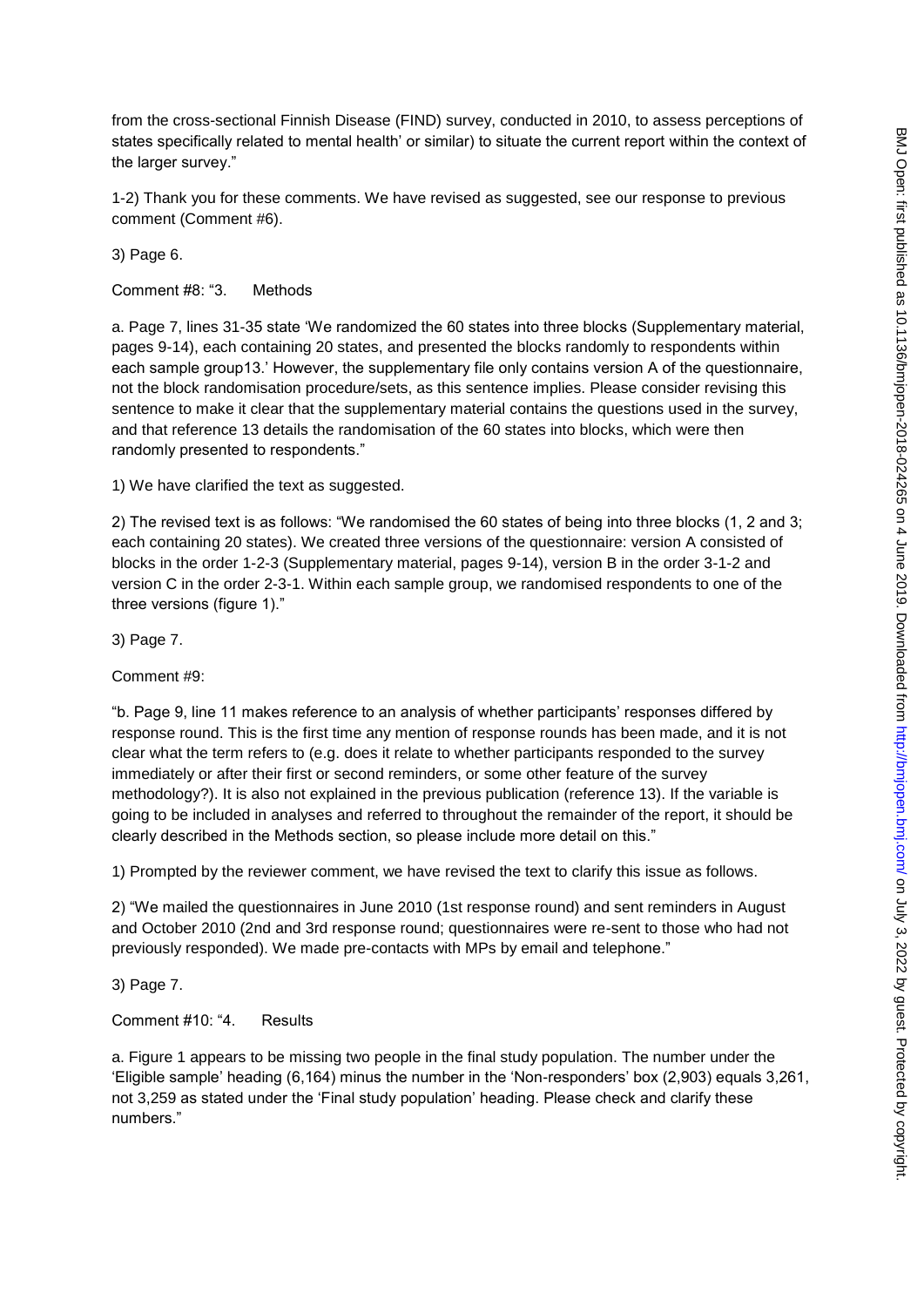from the cross-sectional Finnish Disease (FIND) survey, conducted in 2010, to assess perceptions of states specifically related to mental health' or similar) to situate the current report within the context of the larger survey."

1-2) Thank you for these comments. We have revised as suggested, see our response to previous comment (Comment #6).

3) Page 6.

Comment #8: "3. Methods

a. Page 7, lines 31-35 state 'We randomized the 60 states into three blocks (Supplementary material, pages 9-14), each containing 20 states, and presented the blocks randomly to respondents within each sample group13.' However, the supplementary file only contains version A of the questionnaire, not the block randomisation procedure/sets, as this sentence implies. Please consider revising this sentence to make it clear that the supplementary material contains the questions used in the survey, and that reference 13 details the randomisation of the 60 states into blocks, which were then randomly presented to respondents."

1) We have clarified the text as suggested.

2) The revised text is as follows: "We randomised the 60 states of being into three blocks (1, 2 and 3; each containing 20 states). We created three versions of the questionnaire: version A consisted of blocks in the order 1-2-3 (Supplementary material, pages 9-14), version B in the order 3-1-2 and version C in the order 2-3-1. Within each sample group, we randomised respondents to one of the three versions (figure 1)."

3) Page 7.

Comment #9:

"b. Page 9, line 11 makes reference to an analysis of whether participants' responses differed by response round. This is the first time any mention of response rounds has been made, and it is not clear what the term refers to (e.g. does it relate to whether participants responded to the survey immediately or after their first or second reminders, or some other feature of the survey methodology?). It is also not explained in the previous publication (reference 13). If the variable is going to be included in analyses and referred to throughout the remainder of the report, it should be clearly described in the Methods section, so please include more detail on this."

1) Prompted by the reviewer comment, we have revised the text to clarify this issue as follows.

2) "We mailed the questionnaires in June 2010 (1st response round) and sent reminders in August and October 2010 (2nd and 3rd response round; questionnaires were re-sent to those who had not previously responded). We made pre-contacts with MPs by email and telephone."

3) Page 7.

Comment #10: "4. Results

a. Figure 1 appears to be missing two people in the final study population. The number under the 'Eligible sample' heading (6,164) minus the number in the 'Non-responders' box (2,903) equals 3,261, not 3,259 as stated under the 'Final study population' heading. Please check and clarify these numbers."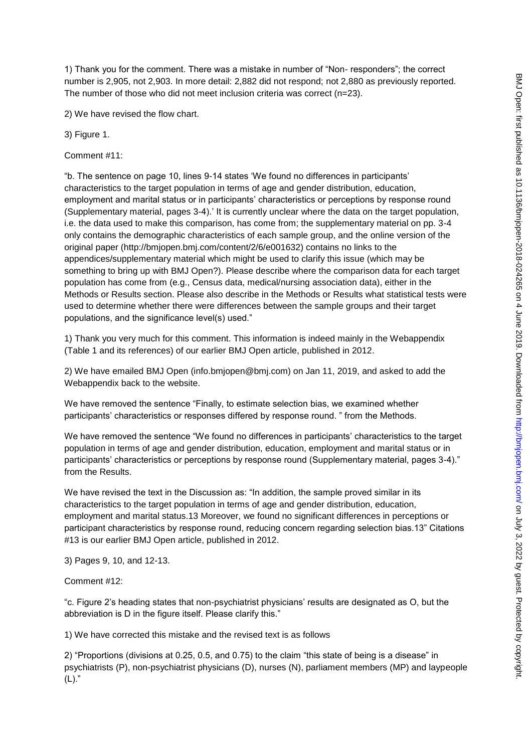1) Thank you for the comment. There was a mistake in number of "Non- responders"; the correct number is 2,905, not 2,903. In more detail: 2,882 did not respond; not 2,880 as previously reported. The number of those who did not meet inclusion criteria was correct (n=23).

2) We have revised the flow chart.

3) Figure 1.

Comment #11:

"b. The sentence on page 10, lines 9-14 states 'We found no differences in participants' characteristics to the target population in terms of age and gender distribution, education, employment and marital status or in participants' characteristics or perceptions by response round (Supplementary material, pages 3-4).' It is currently unclear where the data on the target population, i.e. the data used to make this comparison, has come from; the supplementary material on pp. 3-4 only contains the demographic characteristics of each sample group, and the online version of the original paper (http://bmjopen.bmj.com/content/2/6/e001632) contains no links to the appendices/supplementary material which might be used to clarify this issue (which may be something to bring up with BMJ Open?). Please describe where the comparison data for each target population has come from (e.g., Census data, medical/nursing association data), either in the Methods or Results section. Please also describe in the Methods or Results what statistical tests were used to determine whether there were differences between the sample groups and their target populations, and the significance level(s) used."

1) Thank you very much for this comment. This information is indeed mainly in the Webappendix (Table 1 and its references) of our earlier BMJ Open article, published in 2012.

2) We have emailed BMJ Open (info.bmjopen@bmj.com) on Jan 11, 2019, and asked to add the Webappendix back to the website.

We have removed the sentence "Finally, to estimate selection bias, we examined whether participants' characteristics or responses differed by response round. " from the Methods.

We have removed the sentence "We found no differences in participants' characteristics to the target population in terms of age and gender distribution, education, employment and marital status or in participants' characteristics or perceptions by response round (Supplementary material, pages 3-4)." from the Results.

We have revised the text in the Discussion as: "In addition, the sample proved similar in its characteristics to the target population in terms of age and gender distribution, education, employment and marital status.13 Moreover, we found no significant differences in perceptions or participant characteristics by response round, reducing concern regarding selection bias.13" Citations #13 is our earlier BMJ Open article, published in 2012.

3) Pages 9, 10, and 12-13.

Comment #12:

"c. Figure 2's heading states that non-psychiatrist physicians' results are designated as O, but the abbreviation is D in the figure itself. Please clarify this."

1) We have corrected this mistake and the revised text is as follows

2) "Proportions (divisions at 0.25, 0.5, and 0.75) to the claim "this state of being is a disease" in psychiatrists (P), non-psychiatrist physicians (D), nurses (N), parliament members (MP) and laypeople (L)."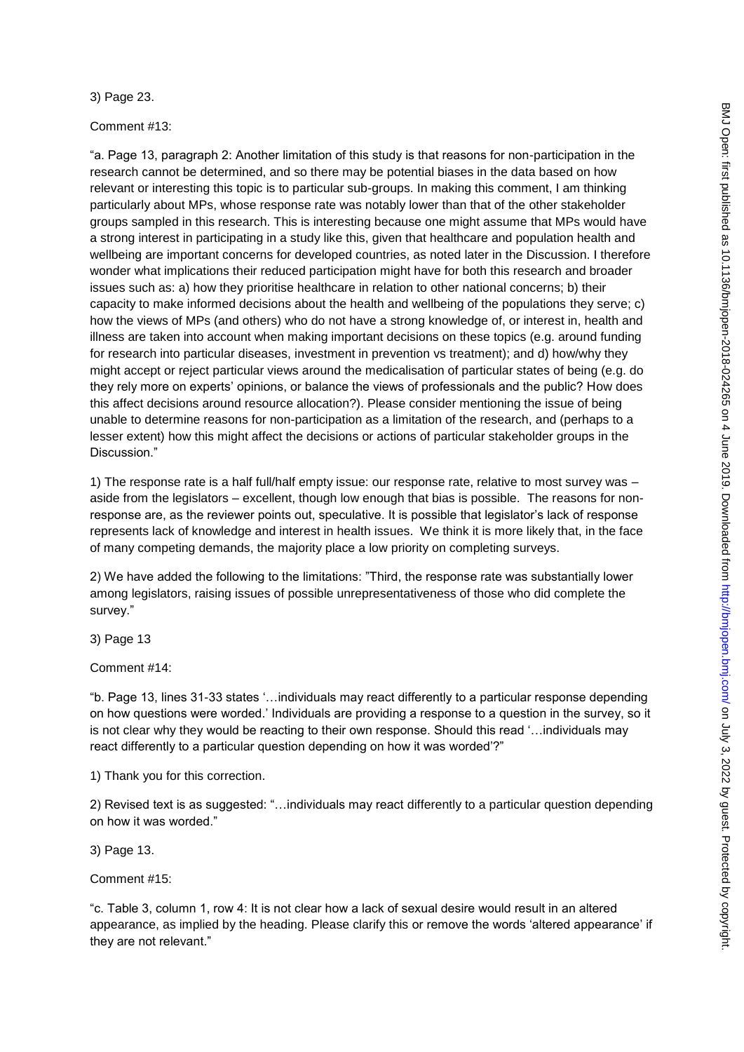3) Page 23.

Comment #13:

"a. Page 13, paragraph 2: Another limitation of this study is that reasons for non-participation in the research cannot be determined, and so there may be potential biases in the data based on how relevant or interesting this topic is to particular sub-groups. In making this comment, I am thinking particularly about MPs, whose response rate was notably lower than that of the other stakeholder groups sampled in this research. This is interesting because one might assume that MPs would have a strong interest in participating in a study like this, given that healthcare and population health and wellbeing are important concerns for developed countries, as noted later in the Discussion. I therefore wonder what implications their reduced participation might have for both this research and broader issues such as: a) how they prioritise healthcare in relation to other national concerns; b) their capacity to make informed decisions about the health and wellbeing of the populations they serve; c) how the views of MPs (and others) who do not have a strong knowledge of, or interest in, health and illness are taken into account when making important decisions on these topics (e.g. around funding for research into particular diseases, investment in prevention vs treatment); and d) how/why they might accept or reject particular views around the medicalisation of particular states of being (e.g. do they rely more on experts' opinions, or balance the views of professionals and the public? How does this affect decisions around resource allocation?). Please consider mentioning the issue of being unable to determine reasons for non-participation as a limitation of the research, and (perhaps to a lesser extent) how this might affect the decisions or actions of particular stakeholder groups in the Discussion."

1) The response rate is a half full/half empty issue: our response rate, relative to most survey was – aside from the legislators – excellent, though low enough that bias is possible. The reasons for non-response are, as the reviewer points out, speculative. It is possible that legislator's lack of response represents lack of knowledge and interest in health issues. We think it is more likely that, in the face of many competing demands, the majority place a low priority on completing surveys.

2) We have added the following to the limitations: "Third, the response rate was substantially lower among legislators, raising issues of possible unrepresentativeness of those who did complete the survey."

3) Page 13

Comment #14:

"b. Page 13, lines 31-33 states '…individuals may react differently to a particular response depending on how questions were worded.' Individuals are providing a response to a question in the survey, so it is not clear why they would be reacting to their own response. Should this read '…individuals may react differently to a particular question depending on how it was worded'?"

1) Thank you for this correction.

2) Revised text is as suggested: "…individuals may react differently to a particular question depending on how it was worded."

3) Page 13.

Comment #15:

"c. Table 3, column 1, row 4: It is not clear how a lack of sexual desire would result in an altered appearance, as implied by the heading. Please clarify this or remove the words 'altered appearance' if they are not relevant."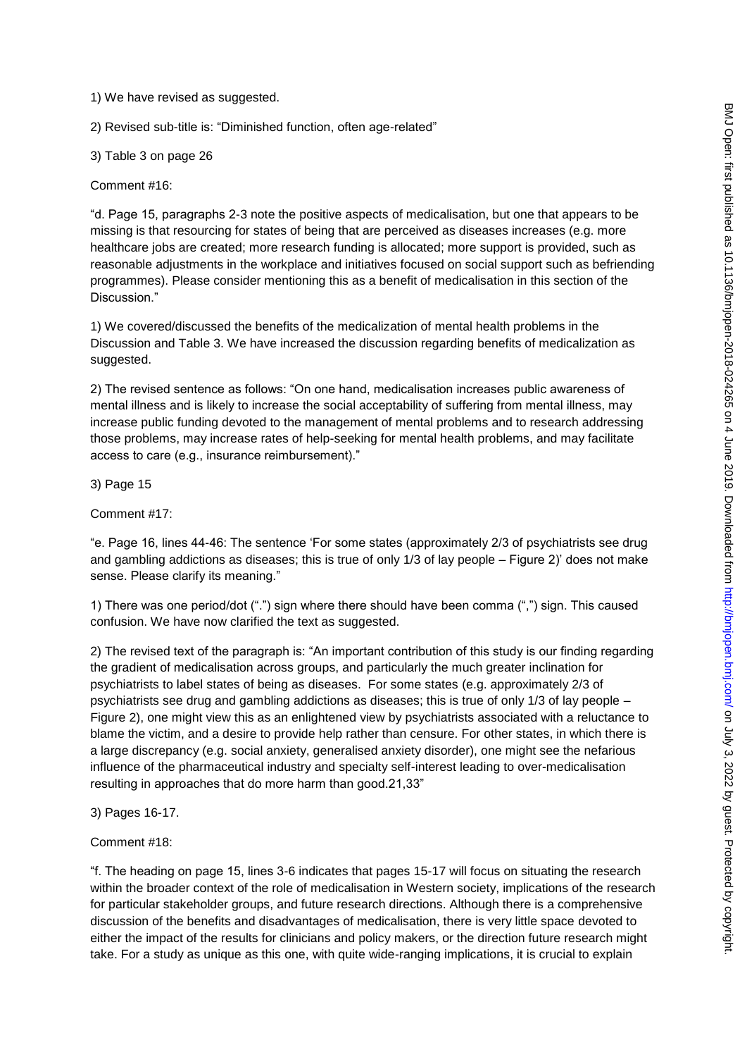1) We have revised as suggested.

2) Revised sub-title is: "Diminished function, often age-related"

3) Table 3 on page 26

Comment #16:

"d. Page 15, paragraphs 2-3 note the positive aspects of medicalisation, but one that appears to be missing is that resourcing for states of being that are perceived as diseases increases (e.g. more healthcare jobs are created; more research funding is allocated; more support is provided, such as reasonable adjustments in the workplace and initiatives focused on social support such as befriending programmes). Please consider mentioning this as a benefit of medicalisation in this section of the Discussion."

1) We covered/discussed the benefits of the medicalization of mental health problems in the Discussion and Table 3. We have increased the discussion regarding benefits of medicalization as suggested.

2) The revised sentence as follows: "On one hand, medicalisation increases public awareness of mental illness and is likely to increase the social acceptability of suffering from mental illness, may increase public funding devoted to the management of mental problems and to research addressing those problems, may increase rates of help-seeking for mental health problems, and may facilitate access to care (e.g., insurance reimbursement)."

3) Page 15

Comment #17:

"e. Page 16, lines 44-46: The sentence 'For some states (approximately 2/3 of psychiatrists see drug and gambling addictions as diseases; this is true of only 1/3 of lay people – Figure 2)' does not make sense. Please clarify its meaning."

1) There was one period/dot (".") sign where there should have been comma (",") sign. This caused confusion. We have now clarified the text as suggested.

2) The revised text of the paragraph is: "An important contribution of this study is our finding regarding the gradient of medicalisation across groups, and particularly the much greater inclination for psychiatrists to label states of being as diseases. For some states (e.g. approximately 2/3 of psychiatrists see drug and gambling addictions as diseases; this is true of only 1/3 of lay people – Figure 2), one might view this as an enlightened view by psychiatrists associated with a reluctance to blame the victim, and a desire to provide help rather than censure. For other states, in which there is a large discrepancy (e.g. social anxiety, generalised anxiety disorder), one might see the nefarious influence of the pharmaceutical industry and specialty self-interest leading to over-medicalisation resulting in approaches that do more harm than good.[21,33]"

3) Pages 16-17.

Comment #18:

"f. The heading on page 15, lines 3-6 indicates that pages 15-17 will focus on situating the research within the broader context of the role of medicalisation in Western society, implications of the research for particular stakeholder groups, and future research directions. Although there is a comprehensive discussion of the benefits and disadvantages of medicalisation, there is very little space devoted to either the impact of the results for clinicians and policy makers, or the direction future research might take. For a study as unique as this one, with quite wide-ranging implications, it is crucial to explain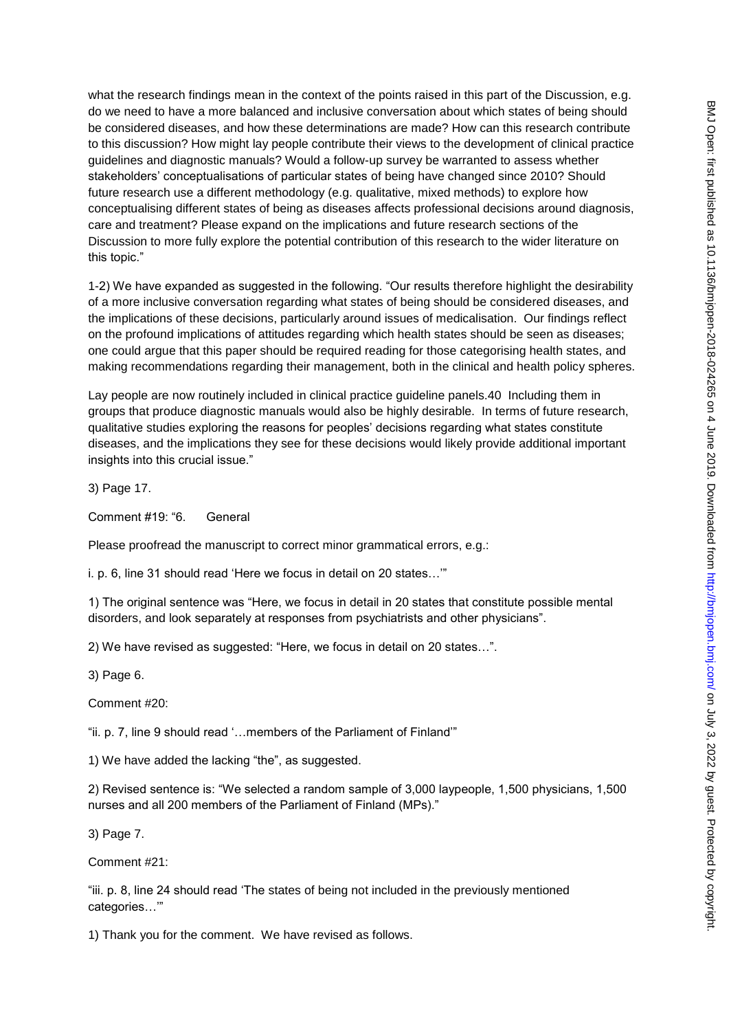what the research findings mean in the context of the points raised in this part of the Discussion, e.g. do we need to have a more balanced and inclusive conversation about which states of being should be considered diseases, and how these determinations are made? How can this research contribute to this discussion? How might lay people contribute their views to the development of clinical practice guidelines and diagnostic manuals? Would a follow-up survey be warranted to assess whether stakeholders' conceptualisations of particular states of being have changed since 2010? Should future research use a different methodology (e.g. qualitative, mixed methods) to explore how conceptualising different states of being as diseases affects professional decisions around diagnosis, care and treatment? Please expand on the implications and future research sections of the Discussion to more fully explore the potential contribution of this research to the wider literature on this topic."

1-2) We have expanded as suggested in the following. "Our results therefore highlight the desirability of a more inclusive conversation regarding what states of being should be considered diseases, and the implications of these decisions, particularly around issues of medicalisation. Our findings reflect on the profound implications of attitudes regarding which health states should be seen as diseases; one could argue that this paper should be required reading for those categorising health states, and making recommendations regarding their management, both in the clinical and health policy spheres.

Lay people are now routinely included in clinical practice guideline panels.40 Including them in groups that produce diagnostic manuals would also be highly desirable. In terms of future research, qualitative studies exploring the reasons for peoples' decisions regarding what states constitute diseases, and the implications they see for these decisions would likely provide additional important insights into this crucial issue."

3) Page 17.

Comment #19: "6. General

Please proofread the manuscript to correct minor grammatical errors, e.g.:

i. p. 6, line 31 should read 'Here we focus in detail on 20 states…'"

1) The original sentence was "Here, we focus in detail in 20 states that constitute possible mental disorders, and look separately at responses from psychiatrists and other physicians".

2) We have revised as suggested: "Here, we focus in detail on 20 states…".

3) Page 6.

Comment #20:

"ii. p. 7, line 9 should read '…members of the Parliament of Finland'"

1) We have added the lacking "the", as suggested.

2) Revised sentence is: "We selected a random sample of 3,000 laypeople, 1,500 physicians, 1,500 nurses and all 200 members of the Parliament of Finland (MPs)."

3) Page 7.

Comment #21:

"iii. p. 8, line 24 should read 'The states of being not included in the previously mentioned categories…'"

1) Thank you for the comment. We have revised as follows.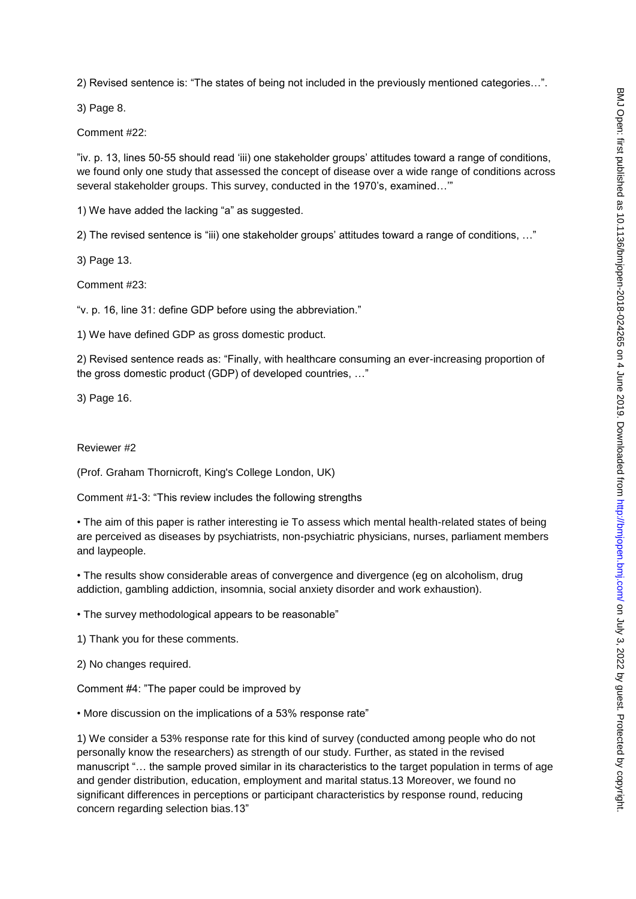2) Revised sentence is: “The states of being not included in the previously mentioned categories…”.

3) Page 8.

Comment #22:

”iv. p. 13, lines 50-55 should read ‘iii) one stakeholder groups’ attitudes toward a range of conditions, we found only one study that assessed the concept of disease over a wide range of conditions across several stakeholder groups. This survey, conducted in the 1970’s, examined…’”

1) We have added the lacking “a” as suggested.

2) The revised sentence is “iii) one stakeholder groups’ attitudes toward a range of conditions, …”

3) Page 13.

Comment #23:

“v. p. 16, line 31: define GDP before using the abbreviation.”

1) We have defined GDP as gross domestic product.

2) Revised sentence reads as: “Finally, with healthcare consuming an ever-increasing proportion of the gross domestic product (GDP) of developed countries, …”

3) Page 16.

Reviewer #2

(Prof. Graham Thornicroft, King's College London, UK)

Comment #1-3: “This review includes the following strengths

• The aim of this paper is rather interesting ie To assess which mental health-related states of being are perceived as diseases by psychiatrists, non-psychiatric physicians, nurses, parliament members and laypeople.

• The results show considerable areas of convergence and divergence (eg on alcoholism, drug addiction, gambling addiction, insomnia, social anxiety disorder and work exhaustion).

• The survey methodological appears to be reasonable”

1) Thank you for these comments.

2) No changes required.

Comment #4: ”The paper could be improved by

• More discussion on the implications of a 53% response rate”

1) We consider a 53% response rate for this kind of survey (conducted among people who do not personally know the researchers) as strength of our study. Further, as stated in the revised manuscript “… the sample proved similar in its characteristics to the target population in terms of age and gender distribution, education, employment and marital status.13 Moreover, we found no significant differences in perceptions or participant characteristics by response round, reducing concern regarding selection bias.13”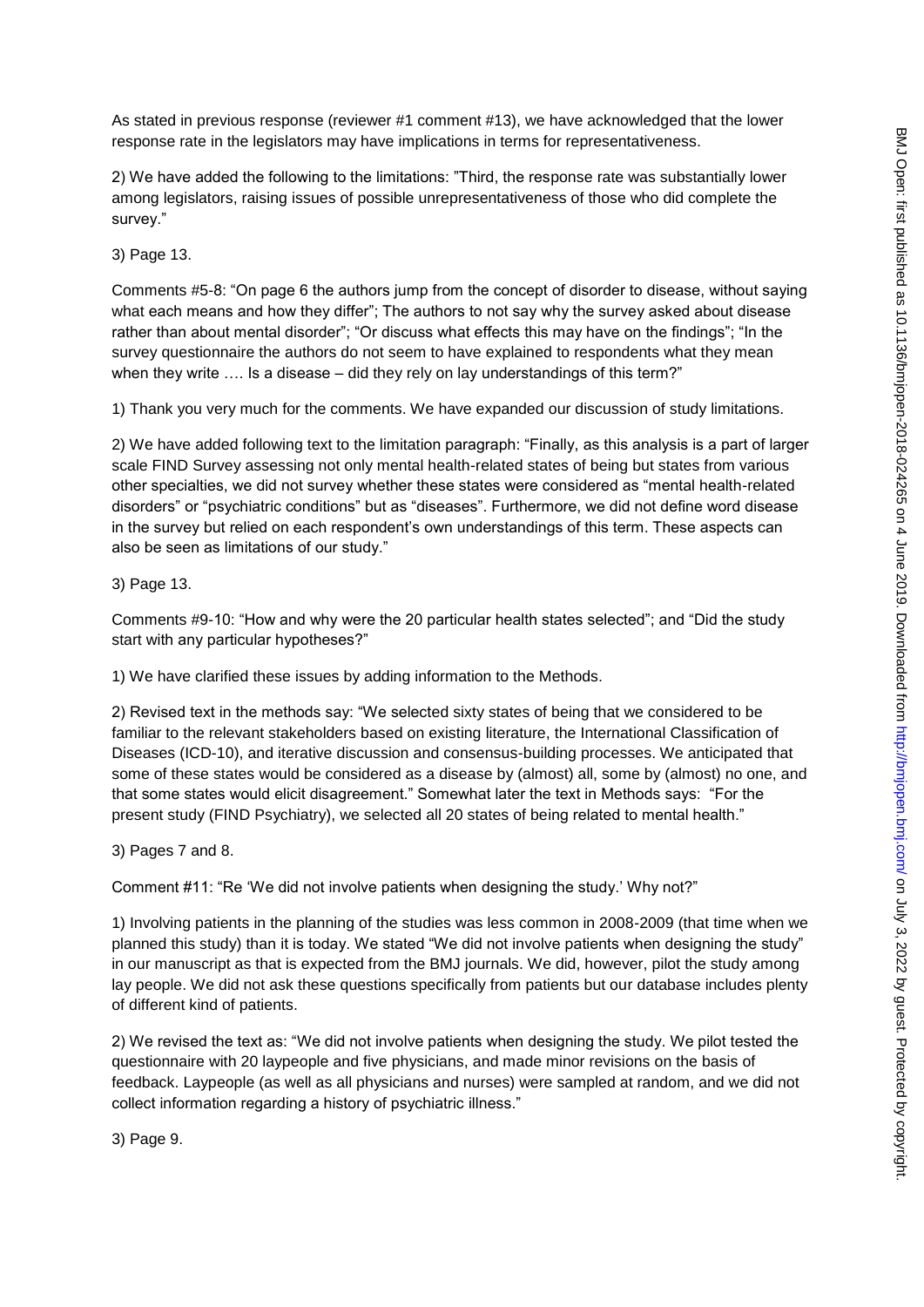As stated in previous response (reviewer #1 comment #13), we have acknowledged that the lower response rate in the legislators may have implications in terms for representativeness.

2) We have added the following to the limitations: "Third, the response rate was substantially lower among legislators, raising issues of possible unrepresentativeness of those who did complete the survey."

3) Page 13.

Comments #5-8: "On page 6 the authors jump from the concept of disorder to disease, without saying what each means and how they differ"; The authors to not say why the survey asked about disease rather than about mental disorder"; "Or discuss what effects this may have on the findings"; "In the survey questionnaire the authors do not seem to have explained to respondents what they mean when they write …. Is a disease – did they rely on lay understandings of this term?"

1) Thank you very much for the comments. We have expanded our discussion of study limitations.

2) We have added following text to the limitation paragraph: "Finally, as this analysis is a part of larger scale FIND Survey assessing not only mental health-related states of being but states from various other specialties, we did not survey whether these states were considered as "mental health-related disorders" or "psychiatric conditions" but as "diseases". Furthermore, we did not define word disease in the survey but relied on each respondent's own understandings of this term. These aspects can also be seen as limitations of our study."

3) Page 13.

Comments #9-10: "How and why were the 20 particular health states selected"; and "Did the study start with any particular hypotheses?"

1) We have clarified these issues by adding information to the Methods.

2) Revised text in the methods say: "We selected sixty states of being that we considered to be familiar to the relevant stakeholders based on existing literature, the International Classification of Diseases (ICD-10), and iterative discussion and consensus-building processes. We anticipated that some of these states would be considered as a disease by (almost) all, some by (almost) no one, and that some states would elicit disagreement." Somewhat later the text in Methods says: "For the present study (FIND Psychiatry), we selected all 20 states of being related to mental health."

3) Pages 7 and 8.

Comment #11: "Re 'We did not involve patients when designing the study.' Why not?"

1) Involving patients in the planning of the studies was less common in 2008-2009 (that time when we planned this study) than it is today. We stated "We did not involve patients when designing the study" in our manuscript as that is expected from the BMJ journals. We did, however, pilot the study among lay people. We did not ask these questions specifically from patients but our database includes plenty of different kind of patients.

2) We revised the text as: "We did not involve patients when designing the study. We pilot tested the questionnaire with 20 laypeople and five physicians, and made minor revisions on the basis of feedback. Laypeople (as well as all physicians and nurses) were sampled at random, and we did not collect information regarding a history of psychiatric illness."

3) Page 9.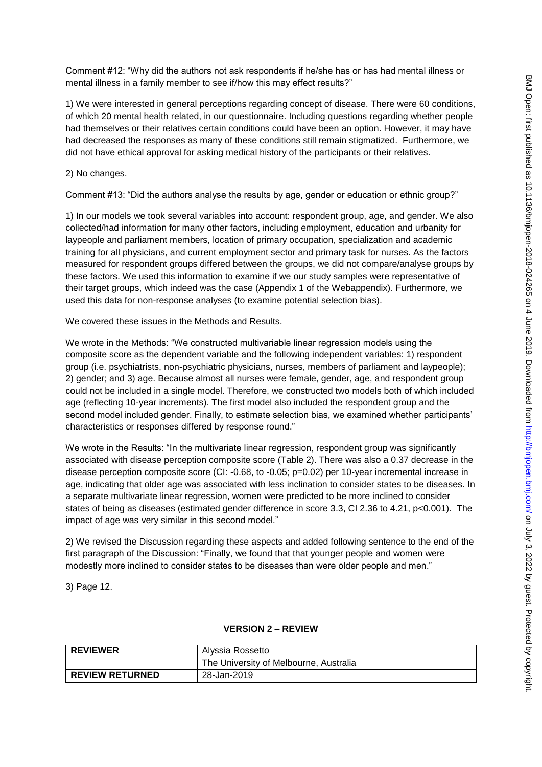Comment #12: "Why did the authors not ask respondents if he/she has or has had mental illness or mental illness in a family member to see if/how this may effect results?"

1) We were interested in general perceptions regarding concept of disease. There were 60 conditions, of which 20 mental health related, in our questionnaire. Including questions regarding whether people had themselves or their relatives certain conditions could have been an option. However, it may have had decreased the responses as many of these conditions still remain stigmatized. Furthermore, we did not have ethical approval for asking medical history of the participants or their relatives.

2) No changes.

Comment #13: "Did the authors analyse the results by age, gender or education or ethnic group?"

1) In our models we took several variables into account: respondent group, age, and gender. We also collected/had information for many other factors, including employment, education and urbanity for laypeople and parliament members, location of primary occupation, specialization and academic training for all physicians, and current employment sector and primary task for nurses. As the factors measured for respondent groups differed between the groups, we did not compare/analyse groups by these factors. We used this information to examine if our study samples were representative of their target groups, which indeed was the case (Appendix 1 of the Webappendix). Furthermore, we used this data for non-response analyses (to examine potential selection bias).

We covered these issues in the Methods and Results.

We wrote in the Methods: "We constructed multivariable linear regression models using the composite score as the dependent variable and the following independent variables: 1) respondent group (i.e. psychiatrists, non-psychiatric physicians, nurses, members of parliament and laypeople); 2) gender; and 3) age. Because almost all nurses were female, gender, age, and respondent group could not be included in a single model. Therefore, we constructed two models both of which included age (reflecting 10-year increments). The first model also included the respondent group and the second model included gender. Finally, to estimate selection bias, we examined whether participants' characteristics or responses differed by response round."

We wrote in the Results: "In the multivariate linear regression, respondent group was significantly associated with disease perception composite score (Table 2). There was also a 0.37 decrease in the disease perception composite score (CI: -0.68, to -0.05; p=0.02) per 10-year incremental increase in age, indicating that older age was associated with less inclination to consider states to be diseases. In a separate multivariate linear regression, women were predicted to be more inclined to consider states of being as diseases (estimated gender difference in score 3.3, CI 2.36 to 4.21, p<0.001). The impact of age was very similar in this second model."

2) We revised the Discussion regarding these aspects and added following sentence to the end of the first paragraph of the Discussion: "Finally, we found that that younger people and women were modestly more inclined to consider states to be diseases than were older people and men."

3) Page 12.

## VERSION 2 – REVIEW

| REVIEWER | Alyssia Rossetto<br>The University of Melbourne, Australia |
|---|---|
| REVIEW RETURNED | 28-Jan-2019 |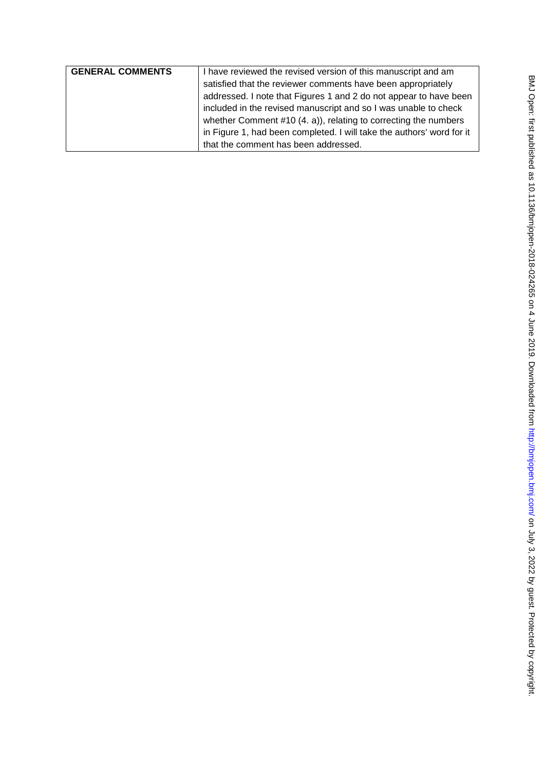| | |
|---|---|
| **GENERAL COMMENTS** | I have reviewed the revised version of this manuscript and am satisfied that the reviewer comments have been appropriately addressed. I note that Figures 1 and 2 do not appear to have been included in the revised manuscript and so I was unable to check whether Comment #10 (4. a)), relating to correcting the numbers in Figure 1, had been completed. I will take the authors' word for it that the comment has been addressed. |